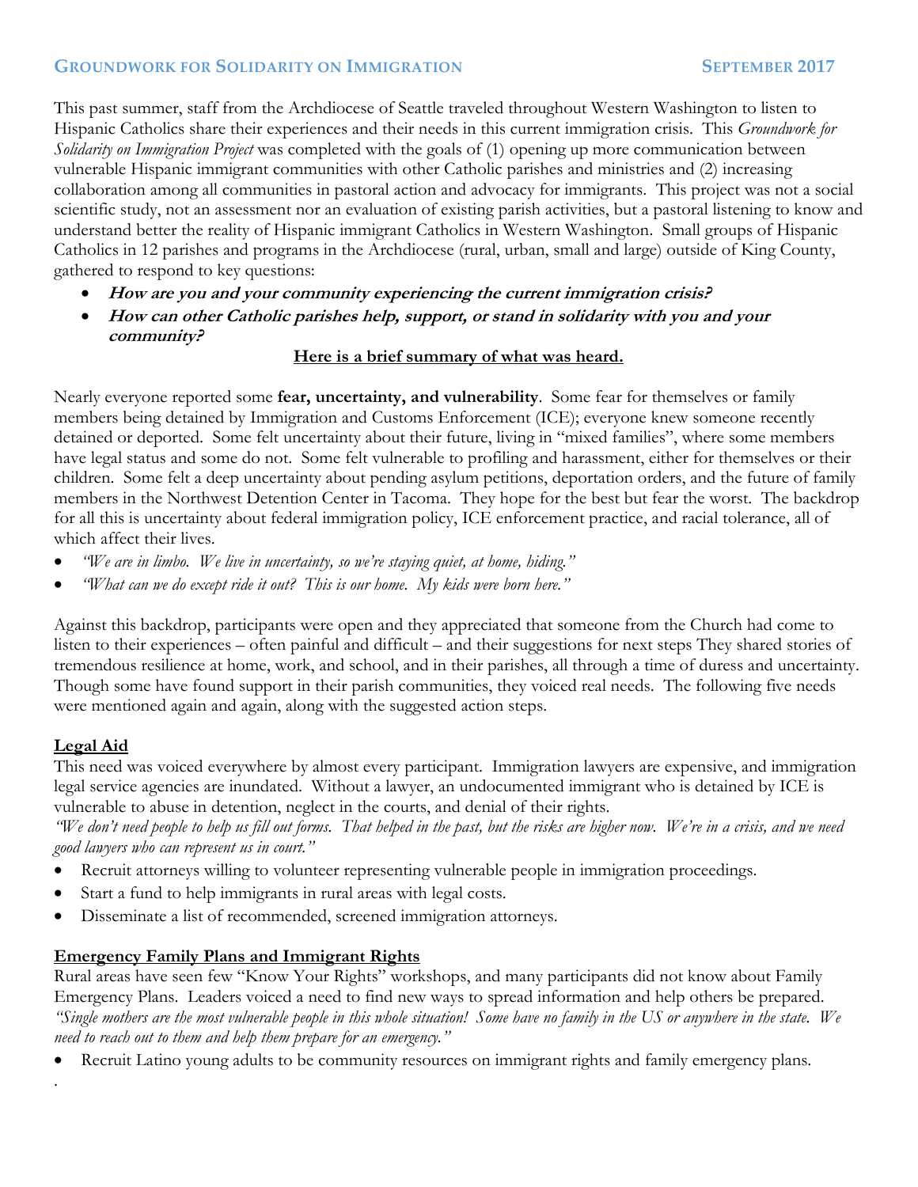**GROUNDWORK FOR SOLIDARITY ON IMMIGRATION** **SEPTEMBER 2017**

This past summer, staff from the Archdiocese of Seattle traveled throughout Western Washington to listen to Hispanic Catholics share their experiences and their needs in this current immigration crisis. This *Groundwork for Solidarity on Immigration Project* was completed with the goals of (1) opening up more communication between vulnerable Hispanic immigrant communities with other Catholic parishes and ministries and (2) increasing collaboration among all communities in pastoral action and advocacy for immigrants. This project was not a social scientific study, not an assessment nor an evaluation of existing parish activities, but a pastoral listening to know and understand better the reality of Hispanic immigrant Catholics in Western Washington. Small groups of Hispanic Catholics in 12 parishes and programs in the Archdiocese (rural, urban, small and large) outside of King County, gathered to respond to key questions:

- ***How are you and your community experiencing the current immigration crisis?***
- ***How can other Catholic parishes help, support, or stand in solidarity with you and your community?***

<u>Here is a brief summary of what was heard.</u>

Nearly everyone reported some **fear, uncertainty, and vulnerability**. Some fear for themselves or family members being detained by Immigration and Customs Enforcement (ICE); everyone knew someone recently detained or deported. Some felt uncertainty about their future, living in "mixed families", where some members have legal status and some do not. Some felt vulnerable to profiling and harassment, either for themselves or their children. Some felt a deep uncertainty about pending asylum petitions, deportation orders, and the future of family members in the Northwest Detention Center in Tacoma. They hope for the best but fear the worst. The backdrop for all this is uncertainty about federal immigration policy, ICE enforcement practice, and racial tolerance, all of which affect their lives.

- *"We are in limbo. We live in uncertainty, so we're staying quiet, at home, hiding."*
- *"What can we do except ride it out? This is our home. My kids were born here."*

Against this backdrop, participants were open and they appreciated that someone from the Church had come to listen to their experiences – often painful and difficult – and their suggestions for next steps They shared stories of tremendous resilience at home, work, and school, and in their parishes, all through a time of duress and uncertainty. Though some have found support in their parish communities, they voiced real needs. The following five needs were mentioned again and again, along with the suggested action steps.

## <u>Legal Aid</u>

This need was voiced everywhere by almost every participant. Immigration lawyers are expensive, and immigration legal service agencies are inundated. Without a lawyer, an undocumented immigrant who is detained by ICE is vulnerable to abuse in detention, neglect in the courts, and denial of their rights.

*"We don't need people to help us fill out forms. That helped in the past, but the risks are higher now. We're in a crisis, and we need good lawyers who can represent us in court."*

- Recruit attorneys willing to volunteer representing vulnerable people in immigration proceedings.
- Start a fund to help immigrants in rural areas with legal costs.
- Disseminate a list of recommended, screened immigration attorneys.

## <u>Emergency Family Plans and Immigrant Rights</u>

Rural areas have seen few "Know Your Rights" workshops, and many participants did not know about Family Emergency Plans. Leaders voiced a need to find new ways to spread information and help others be prepared.

*"Single mothers are the most vulnerable people in this whole situation! Some have no family in the US or anywhere in the state. We need to reach out to them and help them prepare for an emergency."*

- Recruit Latino young adults to be community resources on immigrant rights and family emergency plans.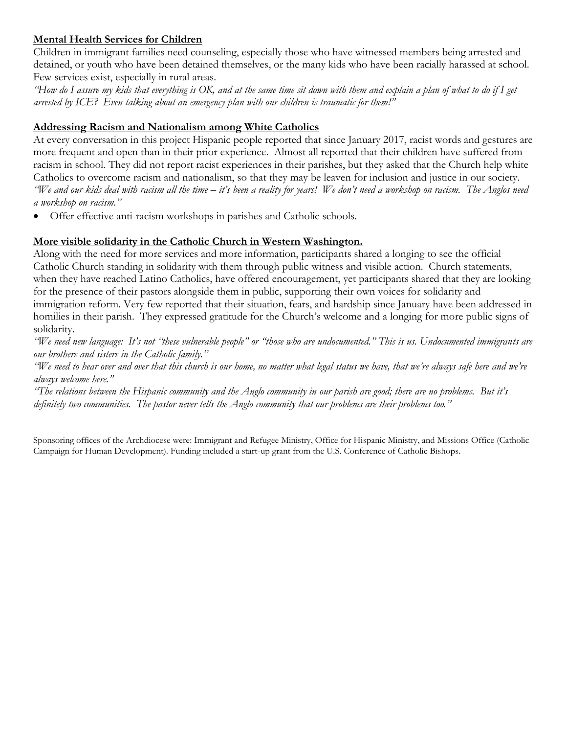**Mental Health Services for Children**

Children in immigrant families need counseling, especially those who have witnessed members being arrested and detained, or youth who have been detained themselves, or the many kids who have been racially harassed at school. Few services exist, especially in rural areas.

*"How do I assure my kids that everything is OK, and at the same time sit down with them and explain a plan of what to do if I get arrested by ICE? Even talking about an emergency plan with our children is traumatic for them!"*

**Addressing Racism and Nationalism among White Catholics**

At every conversation in this project Hispanic people reported that since January 2017, racist words and gestures are more frequent and open than in their prior experience. Almost all reported that their children have suffered from racism in school. They did not report racist experiences in their parishes, but they asked that the Church help white Catholics to overcome racism and nationalism, so that they may be leaven for inclusion and justice in our society.

*"We and our kids deal with racism all the time – it's been a reality for years! We don't need a workshop on racism. The Anglos need a workshop on racism."*

- Offer effective anti-racism workshops in parishes and Catholic schools.

**More visible solidarity in the Catholic Church in Western Washington.**

Along with the need for more services and more information, participants shared a longing to see the official Catholic Church standing in solidarity with them through public witness and visible action. Church statements, when they have reached Latino Catholics, have offered encouragement, yet participants shared that they are looking for the presence of their pastors alongside them in public, supporting their own voices for solidarity and immigration reform. Very few reported that their situation, fears, and hardship since January have been addressed in homilies in their parish. They expressed gratitude for the Church's welcome and a longing for more public signs of solidarity.

*"We need new language: It's not "these vulnerable people" or "those who are undocumented." This is us. Undocumented immigrants are our brothers and sisters in the Catholic family."*

*"We need to hear over and over that this church is our home, no matter what legal status we have, that we're always safe here and we're always welcome here."*

*"The relations between the Hispanic community and the Anglo community in our parish are good; there are no problems. But it's definitely two communities. The pastor never tells the Anglo community that our problems are their problems too."*

Sponsoring offices of the Archdiocese were: Immigrant and Refugee Ministry, Office for Hispanic Ministry, and Missions Office (Catholic Campaign for Human Development). Funding included a start-up grant from the U.S. Conference of Catholic Bishops.